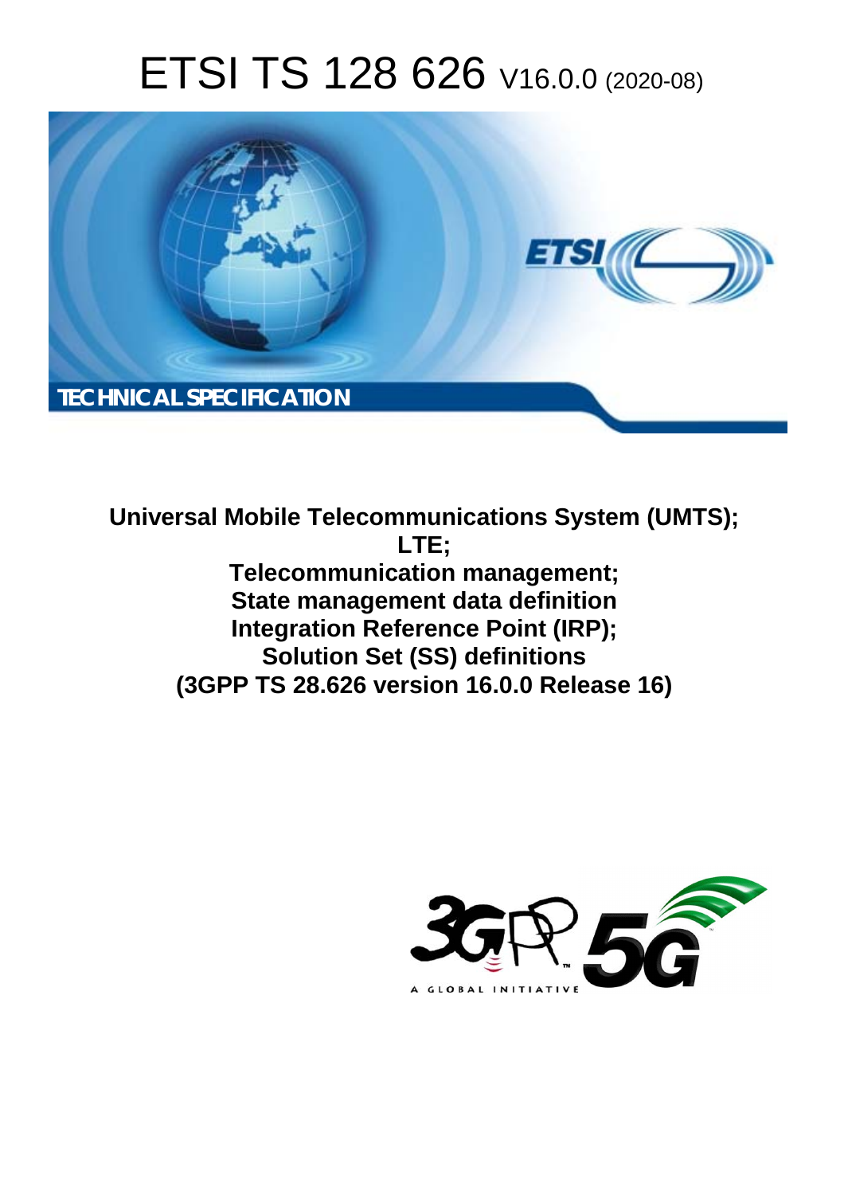# ETSI TS 128 626 V16.0.0 (2020-08)

TECHNICAL SPECIFICATION

**Universal Mobile Telecommunications System (UMTS); LTE; Telecommunication management; State management data definition Integration Reference Point (IRP); Solution Set (SS) definitions (3GPP TS 28.626 version 16.0.0 Release 16)**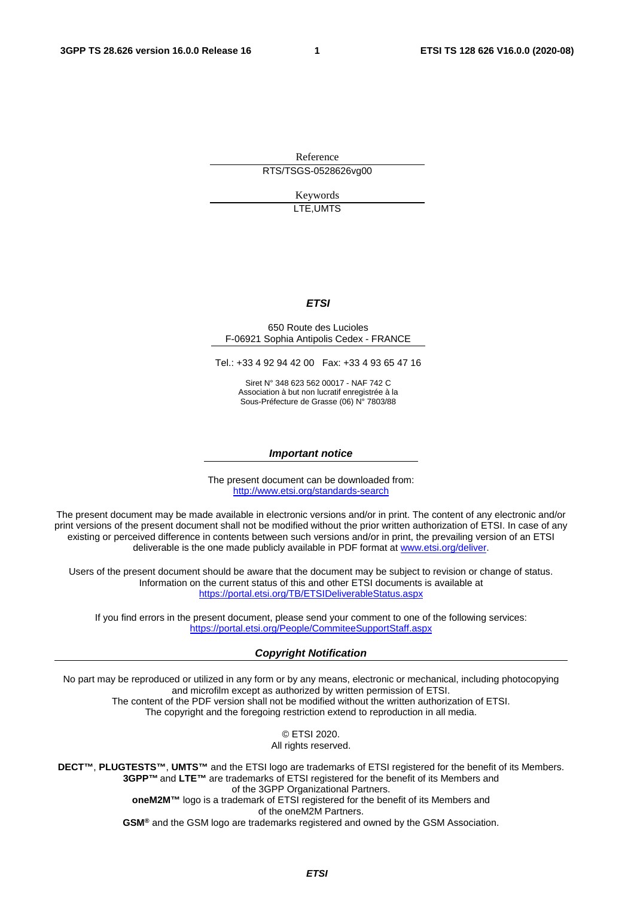Reference

RTS/TSGS-0528626vg00

Keywords

LTE,UMTS

***ETSI***

650 Route des Lucioles
F-06921 Sophia Antipolis Cedex - FRANCE

Tel.: +33 4 92 94 42 00   Fax: +33 4 93 65 47 16

Siret N° 348 623 562 00017 - NAF 742 C
Association à but non lucratif enregistrée à la
Sous-Préfecture de Grasse (06) N° 7803/88

***Important notice***

The present document can be downloaded from:
http://www.etsi.org/standards-search

The present document may be made available in electronic versions and/or in print. The content of any electronic and/or print versions of the present document shall not be modified without the prior written authorization of ETSI. In case of any existing or perceived difference in contents between such versions and/or in print, the prevailing version of an ETSI deliverable is the one made publicly available in PDF format at www.etsi.org/deliver.

Users of the present document should be aware that the document may be subject to revision or change of status. Information on the current status of this and other ETSI documents is available at
https://portal.etsi.org/TB/ETSIDeliverableStatus.aspx

If you find errors in the present document, please send your comment to one of the following services:
https://portal.etsi.org/People/CommiteeSupportStaff.aspx

***Copyright Notification***

No part may be reproduced or utilized in any form or by any means, electronic or mechanical, including photocopying and microfilm except as authorized by written permission of ETSI.
The content of the PDF version shall not be modified without the written authorization of ETSI.
The copyright and the foregoing restriction extend to reproduction in all media.

© ETSI 2020.
All rights reserved.

**DECT™**, **PLUGTESTS™**, **UMTS™** and the ETSI logo are trademarks of ETSI registered for the benefit of its Members.
**3GPP™** and **LTE™** are trademarks of ETSI registered for the benefit of its Members and of the 3GPP Organizational Partners.
**oneM2M™** logo is a trademark of ETSI registered for the benefit of its Members and of the oneM2M Partners.
**GSM®** and the GSM logo are trademarks registered and owned by the GSM Association.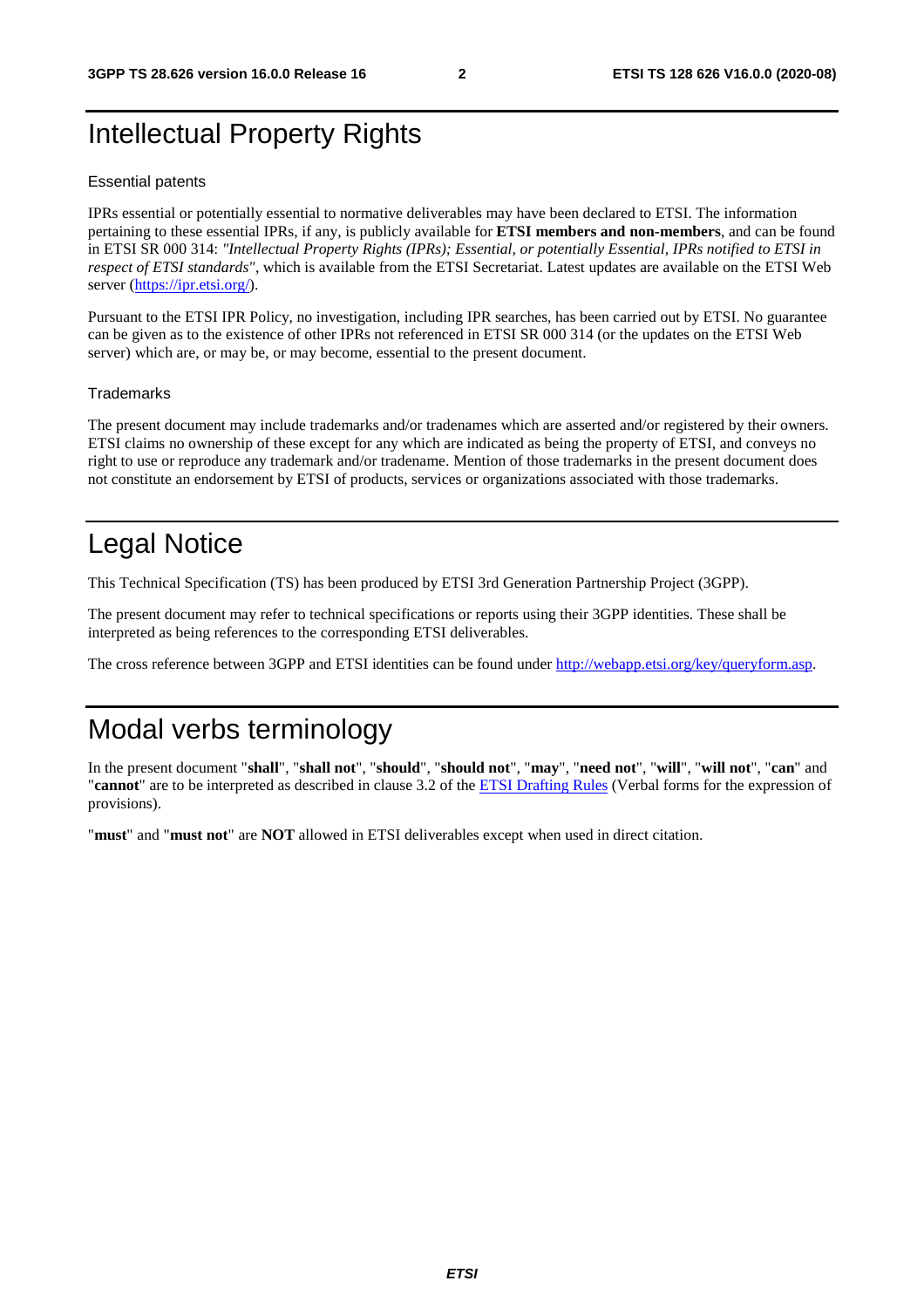# Intellectual Property Rights

## Essential patents

IPRs essential or potentially essential to normative deliverables may have been declared to ETSI. The information pertaining to these essential IPRs, if any, is publicly available for **ETSI members and non-members**, and can be found in ETSI SR 000 314: *"Intellectual Property Rights (IPRs); Essential, or potentially Essential, IPRs notified to ETSI in respect of ETSI standards"*, which is available from the ETSI Secretariat. Latest updates are available on the ETSI Web server (https://ipr.etsi.org/).

Pursuant to the ETSI IPR Policy, no investigation, including IPR searches, has been carried out by ETSI. No guarantee can be given as to the existence of other IPRs not referenced in ETSI SR 000 314 (or the updates on the ETSI Web server) which are, or may be, or may become, essential to the present document.

## Trademarks

The present document may include trademarks and/or tradenames which are asserted and/or registered by their owners. ETSI claims no ownership of these except for any which are indicated as being the property of ETSI, and conveys no right to use or reproduce any trademark and/or tradename. Mention of those trademarks in the present document does not constitute an endorsement by ETSI of products, services or organizations associated with those trademarks.

# Legal Notice

This Technical Specification (TS) has been produced by ETSI 3rd Generation Partnership Project (3GPP).

The present document may refer to technical specifications or reports using their 3GPP identities. These shall be interpreted as being references to the corresponding ETSI deliverables.

The cross reference between 3GPP and ETSI identities can be found under http://webapp.etsi.org/key/queryform.asp.

# Modal verbs terminology

In the present document "**shall**", "**shall not**", "**should**", "**should not**", "**may**", "**need not**", "**will**", "**will not**", "**can**" and "**cannot**" are to be interpreted as described in clause 3.2 of the ETSI Drafting Rules (Verbal forms for the expression of provisions).

"**must**" and "**must not**" are **NOT** allowed in ETSI deliverables except when used in direct citation.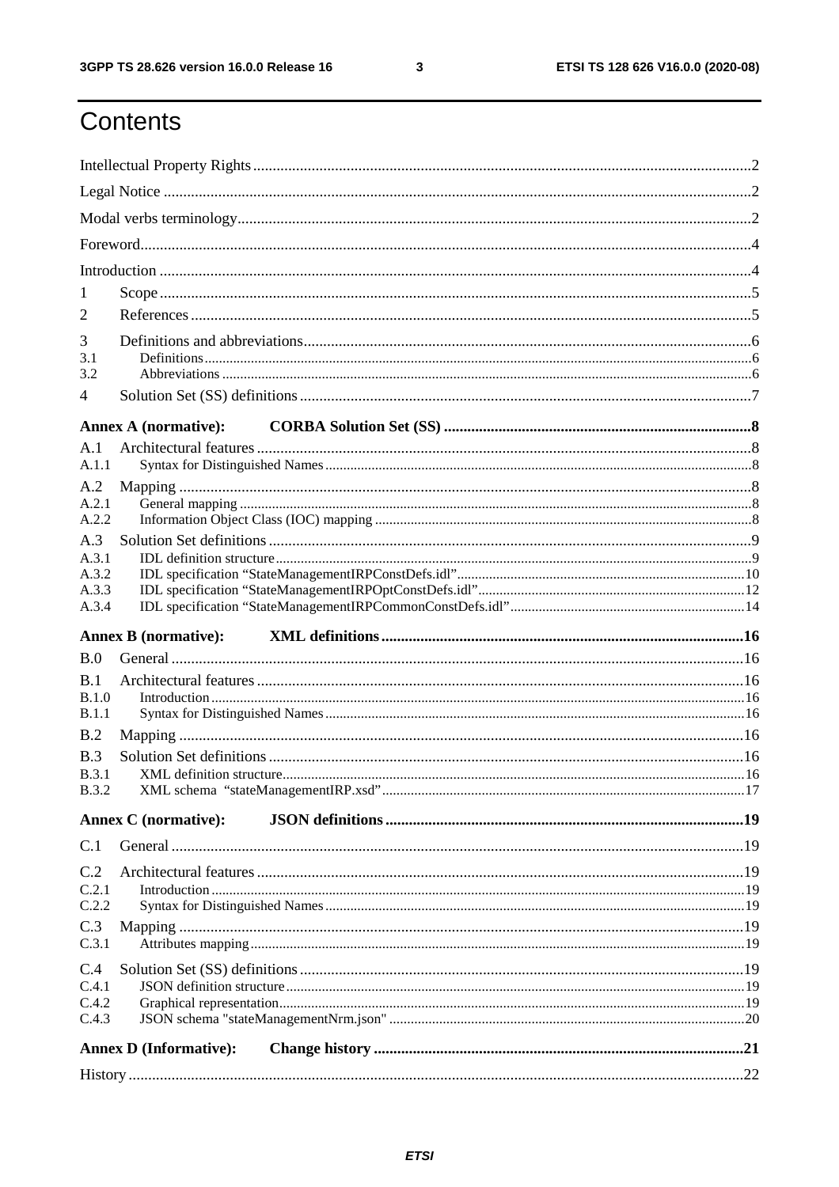# Contents

Intellectual Property Rights .............................................................................................................................2

Legal Notice .....................................................................................................................................................2

Modal verbs terminology..................................................................................................................................2

Foreword..........................................................................................................................................................4

Introduction ......................................................................................................................................................4

1 Scope......................................................................................................................................................5

2 References..............................................................................................................................................5

3 Definitions and abbreviations.................................................................................................................6

3.1 Definitions.........................................................................................................................................6

3.2 Abbreviations ....................................................................................................................................6

4 Solution Set (SS) definitions...................................................................................................................7

**Annex A (normative): CORBA Solution Set (SS) .............................................................................8**

A.1 Architectural features.............................................................................................................................8

A.1.1 Syntax for Distinguished Names.....................................................................................................8

A.2 Mapping .................................................................................................................................................8

A.2.1 General mapping ..............................................................................................................................8

A.2.2 Information Object Class (IOC) mapping ........................................................................................8

A.3 Solution Set definitions..........................................................................................................................9

A.3.1 IDL definition structure....................................................................................................................9

A.3.2 IDL specification "StateManagementIRPConstDefs.idl"...............................................................10

A.3.3 IDL specification "StateManagementIRPOptConstDefs.idl"..........................................................12

A.3.4 IDL specification "StateManagementIRPCommonConstDefs.idl".................................................14

**Annex B (normative): XML definitions............................................................................................16**

B.0 General .................................................................................................................................................16

B.1 Architectural features...........................................................................................................................16

B.1.0 Introduction ....................................................................................................................................16

B.1.1 Syntax for Distinguished Names....................................................................................................16

B.2 Mapping ................................................................................................................................................16

B.3 Solution Set definitions.........................................................................................................................16

B.3.1 XML definition structure................................................................................................................16

B.3.2 XML schema "stateManagementIRP.xsd"....................................................................................17

**Annex C (normative): JSON definitions...........................................................................................19**

C.1 General .................................................................................................................................................19

C.2 Architectural features...........................................................................................................................19

C.2.1 Introduction ....................................................................................................................................19

C.2.2 Syntax for Distinguished Names....................................................................................................19

C.3 Mapping ...............................................................................................................................................19

C.3.1 Attributes mapping.........................................................................................................................19

C.4 Solution Set (SS) definitions................................................................................................................19

C.4.1 JSON definition structure...............................................................................................................19

C.4.2 Graphical representation.................................................................................................................19

C.4.3 JSON schema "stateManagementNrm.json" ..................................................................................20

**Annex D (Informative): Change history .............................................................................................21**

History ...........................................................................................................................................................22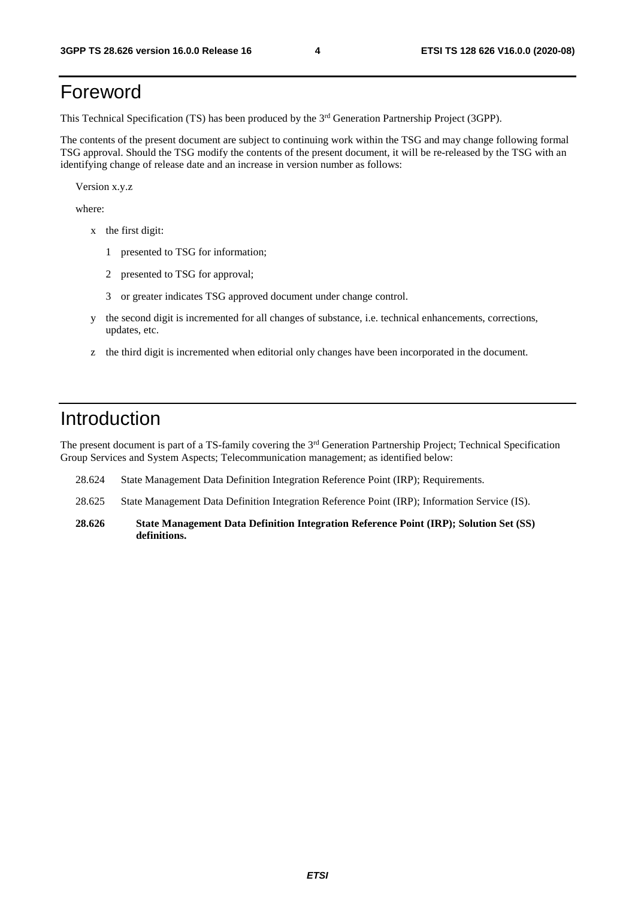# Foreword

This Technical Specification (TS) has been produced by the 3rd Generation Partnership Project (3GPP).

The contents of the present document are subject to continuing work within the TSG and may change following formal TSG approval. Should the TSG modify the contents of the present document, it will be re-released by the TSG with an identifying change of release date and an increase in version number as follows:

Version x.y.z

where:

- x the first digit:
  - 1 presented to TSG for information;
  - 2 presented to TSG for approval;
  - 3 or greater indicates TSG approved document under change control.
- y the second digit is incremented for all changes of substance, i.e. technical enhancements, corrections, updates, etc.
- z the third digit is incremented when editorial only changes have been incorporated in the document.

# Introduction

The present document is part of a TS-family covering the 3rd Generation Partnership Project; Technical Specification Group Services and System Aspects; Telecommunication management; as identified below:

28.624 State Management Data Definition Integration Reference Point (IRP); Requirements.

28.625 State Management Data Definition Integration Reference Point (IRP); Information Service (IS).

**28.626 State Management Data Definition Integration Reference Point (IRP); Solution Set (SS) definitions.**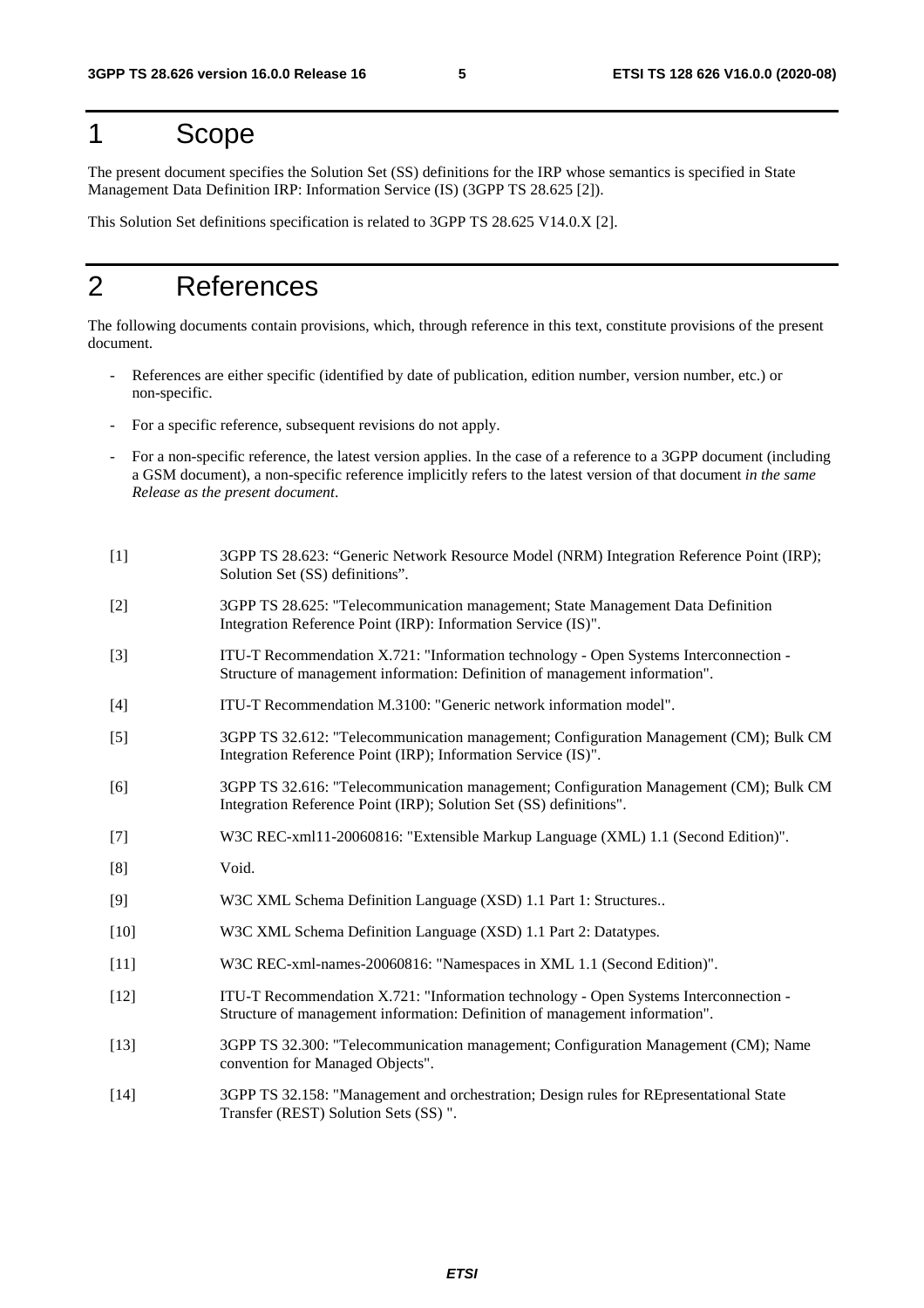# 1 Scope

The present document specifies the Solution Set (SS) definitions for the IRP whose semantics is specified in State Management Data Definition IRP: Information Service (IS) (3GPP TS 28.625 [2]).

This Solution Set definitions specification is related to 3GPP TS 28.625 V14.0.X [2].

# 2 References

The following documents contain provisions, which, through reference in this text, constitute provisions of the present document.

- References are either specific (identified by date of publication, edition number, version number, etc.) or non-specific.
- For a specific reference, subsequent revisions do not apply.
- For a non-specific reference, the latest version applies. In the case of a reference to a 3GPP document (including a GSM document), a non-specific reference implicitly refers to the latest version of that document *in the same Release as the present document*.

[1] 3GPP TS 28.623: “Generic Network Resource Model (NRM) Integration Reference Point (IRP); Solution Set (SS) definitions”.

[2] 3GPP TS 28.625: "Telecommunication management; State Management Data Definition Integration Reference Point (IRP): Information Service (IS)".

[3] ITU-T Recommendation X.721: "Information technology - Open Systems Interconnection - Structure of management information: Definition of management information".

[4] ITU-T Recommendation M.3100: "Generic network information model".

[5] 3GPP TS 32.612: "Telecommunication management; Configuration Management (CM); Bulk CM Integration Reference Point (IRP); Information Service (IS)".

[6] 3GPP TS 32.616: "Telecommunication management; Configuration Management (CM); Bulk CM Integration Reference Point (IRP); Solution Set (SS) definitions".

[7] W3C REC-xml11-20060816: "Extensible Markup Language (XML) 1.1 (Second Edition)".

[8] Void.

[9] W3C XML Schema Definition Language (XSD) 1.1 Part 1: Structures..

[10] W3C XML Schema Definition Language (XSD) 1.1 Part 2: Datatypes.

[11] W3C REC-xml-names-20060816: "Namespaces in XML 1.1 (Second Edition)".

[12] ITU-T Recommendation X.721: "Information technology - Open Systems Interconnection - Structure of management information: Definition of management information".

[13] 3GPP TS 32.300: "Telecommunication management; Configuration Management (CM); Name convention for Managed Objects".

[14] 3GPP TS 32.158: "Management and orchestration; Design rules for REpresentational State Transfer (REST) Solution Sets (SS) ".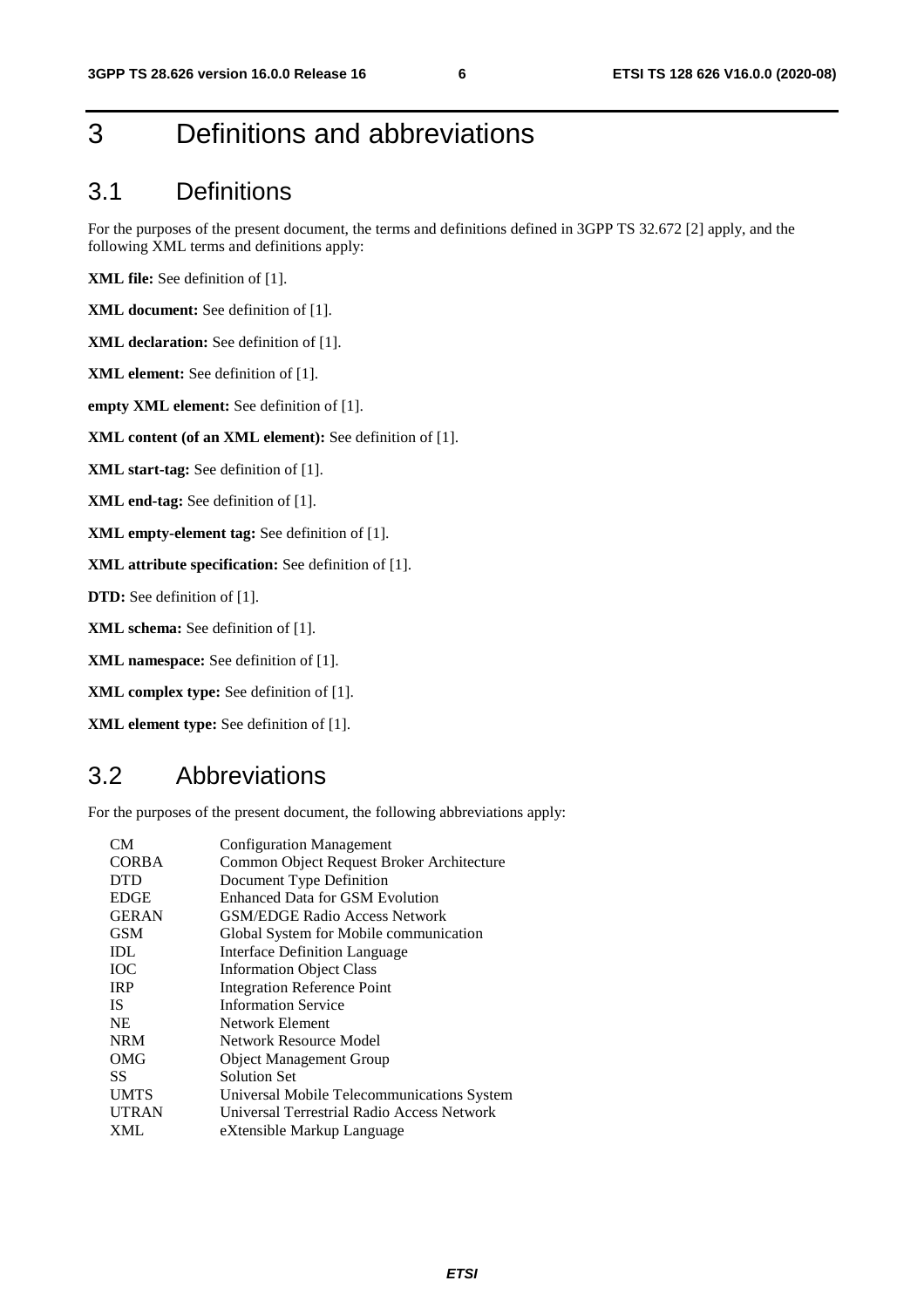# 3 Definitions and abbreviations

## 3.1 Definitions

For the purposes of the present document, the terms and definitions defined in 3GPP TS 32.672 [2] apply, and the following XML terms and definitions apply:

**XML file:** See definition of [1].

**XML document:** See definition of [1].

**XML declaration:** See definition of [1].

**XML element:** See definition of [1].

**empty XML element:** See definition of [1].

**XML content (of an XML element):** See definition of [1].

**XML start-tag:** See definition of [1].

**XML end-tag:** See definition of [1].

**XML empty-element tag:** See definition of [1].

**XML attribute specification:** See definition of [1].

**DTD:** See definition of [1].

**XML schema:** See definition of [1].

**XML namespace:** See definition of [1].

**XML complex type:** See definition of [1].

**XML element type:** See definition of [1].

## 3.2 Abbreviations

For the purposes of the present document, the following abbreviations apply:

| | |
|---|---|
| CM | Configuration Management |
| CORBA | Common Object Request Broker Architecture |
| DTD | Document Type Definition |
| EDGE | Enhanced Data for GSM Evolution |
| GERAN | GSM/EDGE Radio Access Network |
| GSM | Global System for Mobile communication |
| IDL | Interface Definition Language |
| IOC | Information Object Class |
| IRP | Integration Reference Point |
| IS | Information Service |
| NE | Network Element |
| NRM | Network Resource Model |
| OMG | Object Management Group |
| SS | Solution Set |
| UMTS | Universal Mobile Telecommunications System |
| UTRAN | Universal Terrestrial Radio Access Network |
| XML | eXtensible Markup Language |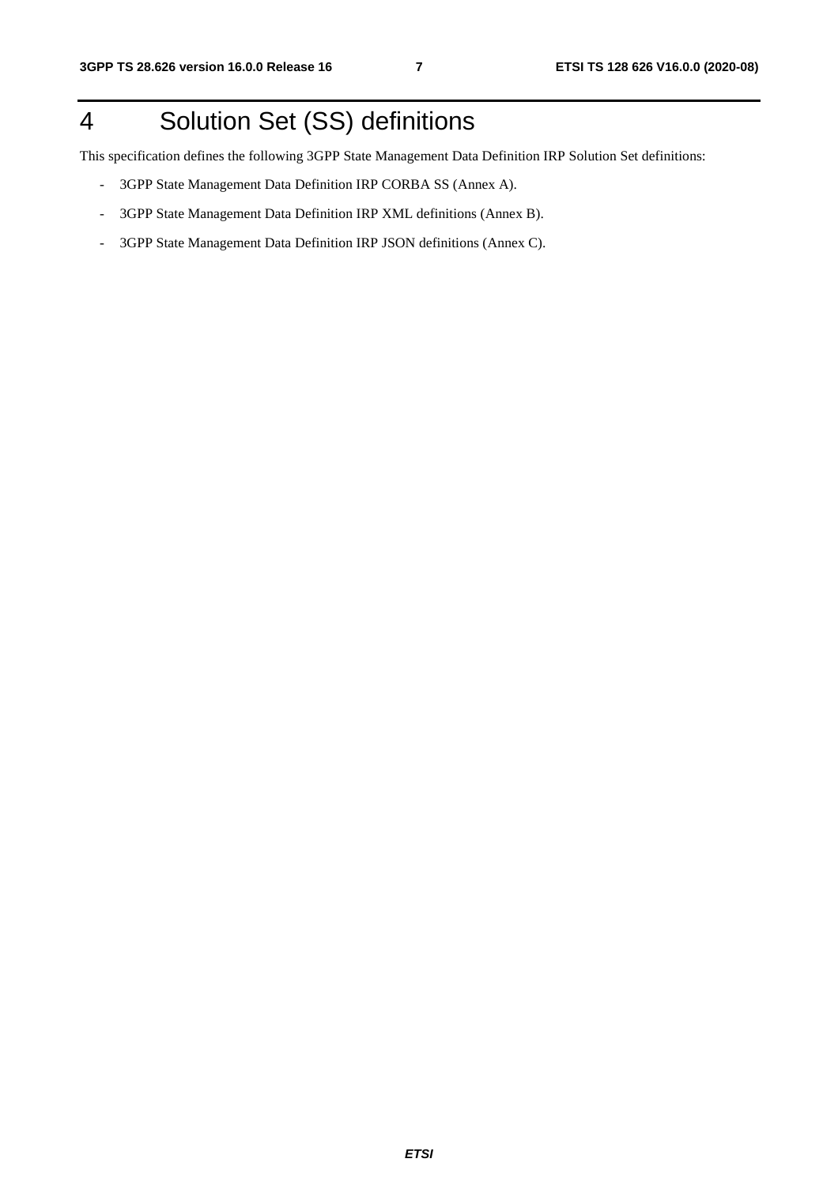# 4 Solution Set (SS) definitions

This specification defines the following 3GPP State Management Data Definition IRP Solution Set definitions:

- 3GPP State Management Data Definition IRP CORBA SS (Annex A).
- 3GPP State Management Data Definition IRP XML definitions (Annex B).
- 3GPP State Management Data Definition IRP JSON definitions (Annex C).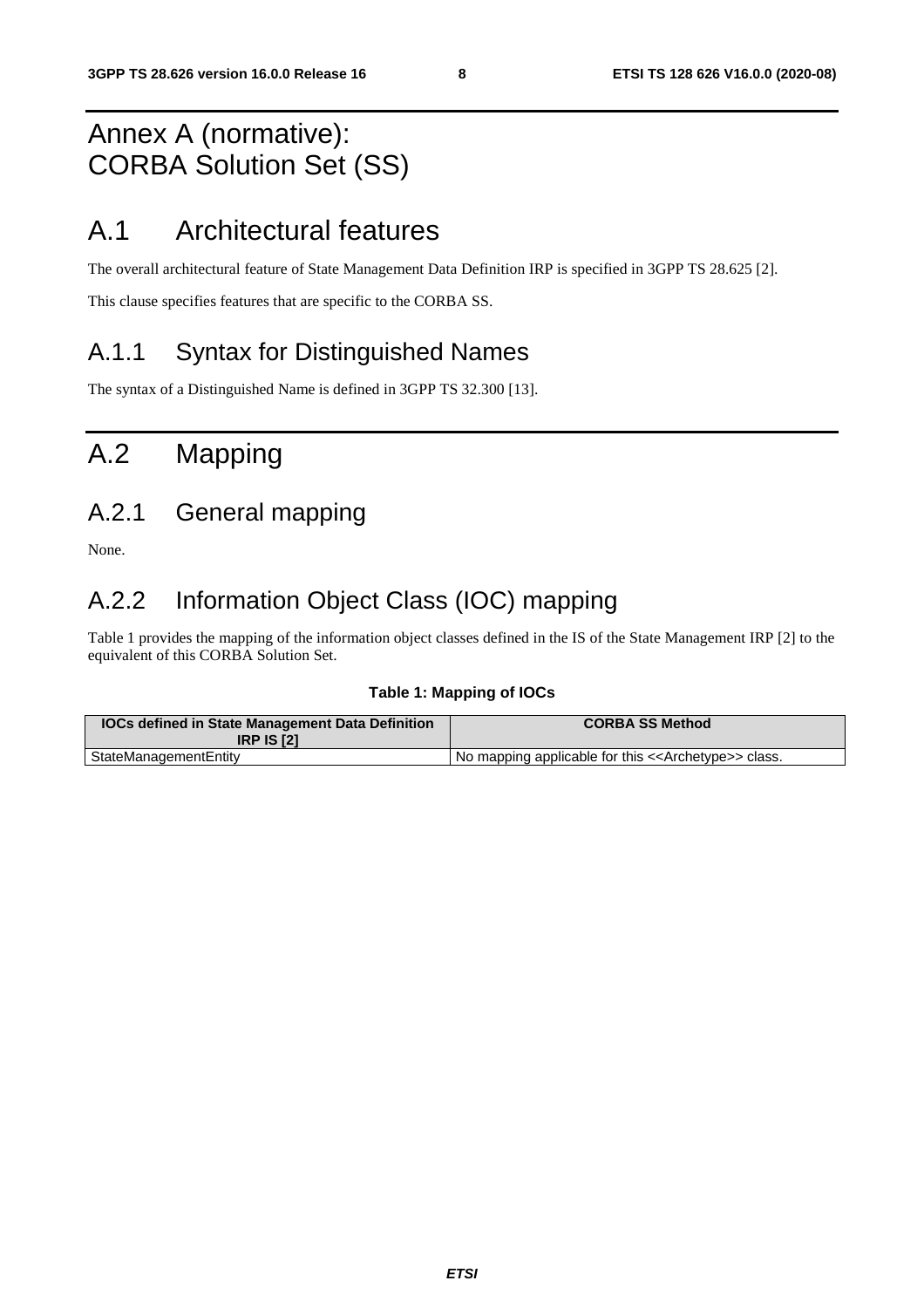# Annex A (normative): CORBA Solution Set (SS)

# A.1 Architectural features

The overall architectural feature of State Management Data Definition IRP is specified in 3GPP TS 28.625 [2].

This clause specifies features that are specific to the CORBA SS.

## A.1.1 Syntax for Distinguished Names

The syntax of a Distinguished Name is defined in 3GPP TS 32.300 [13].

# A.2 Mapping

## A.2.1 General mapping

None.

## A.2.2 Information Object Class (IOC) mapping

Table 1 provides the mapping of the information object classes defined in the IS of the State Management IRP [2] to the equivalent of this CORBA Solution Set.

**Table 1: Mapping of IOCs**

| IOCs defined in State Management Data Definition IRP IS [2] | CORBA SS Method |
| --- | --- |
| StateManagementEntity | No mapping applicable for this <<Archetype>> class. |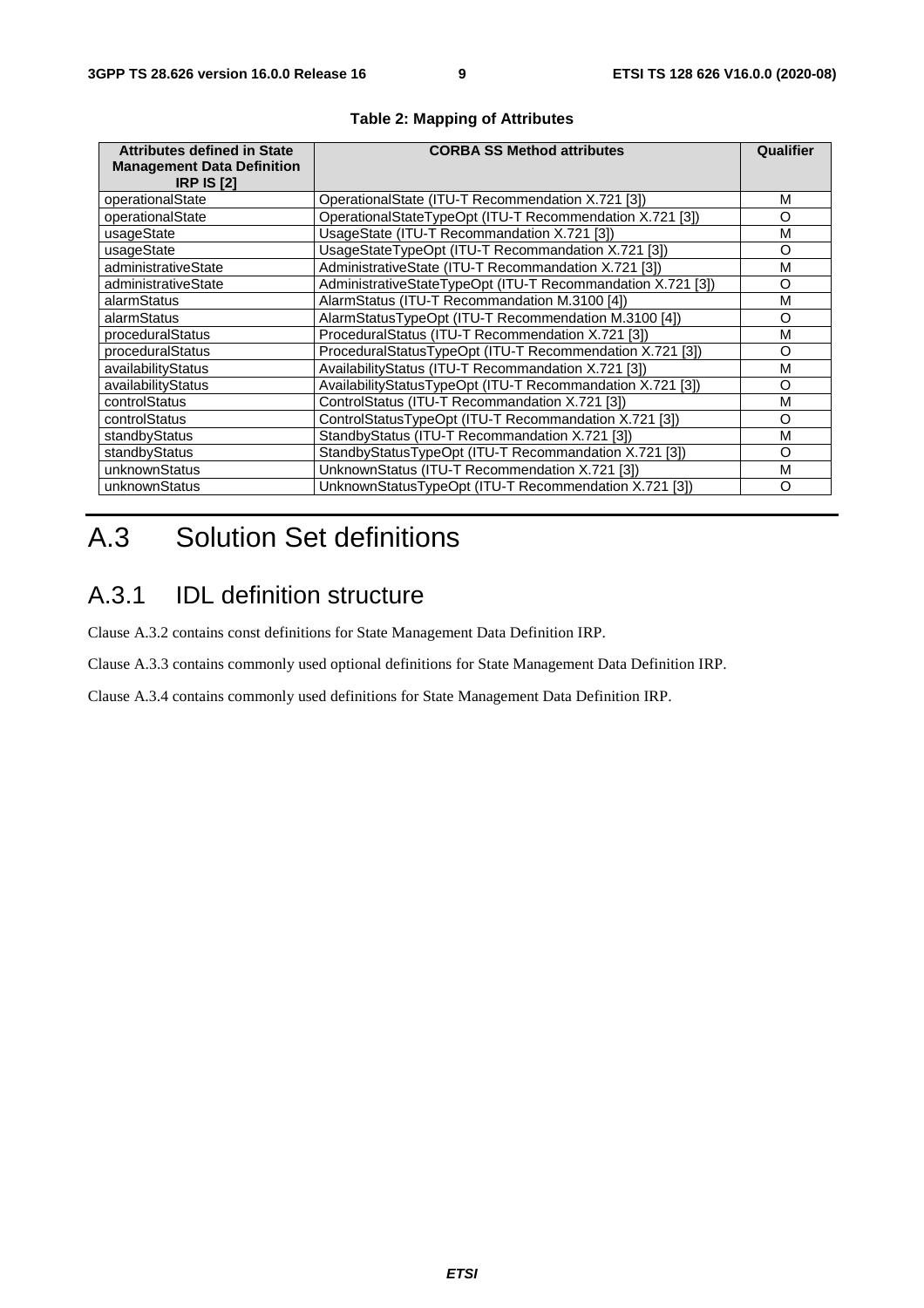**Table 2: Mapping of Attributes**

| Attributes defined in State Management Data Definition IRP IS [2] | CORBA SS Method attributes | Qualifier |
|---|---|---|
| operationalState | OperationalState (ITU-T Recommendation X.721 [3]) | M |
| operationalState | OperationalStateTypeOpt (ITU-T Recommendation X.721 [3]) | O |
| usageState | UsageState (ITU-T Recommandation X.721 [3]) | M |
| usageState | UsageStateTypeOpt (ITU-T Recommandation X.721 [3]) | O |
| administrativeState | AdministrativeState (ITU-T Recommandation X.721 [3]) | M |
| administrativeState | AdministrativeStateTypeOpt (ITU-T Recommandation X.721 [3]) | O |
| alarmStatus | AlarmStatus (ITU-T Recommandation M.3100 [4]) | M |
| alarmStatus | AlarmStatusTypeOpt (ITU-T Recommendation M.3100 [4]) | O |
| proceduralStatus | ProceduralStatus (ITU-T Recommendation X.721 [3]) | M |
| proceduralStatus | ProceduralStatusTypeOpt (ITU-T Recommendation X.721 [3]) | O |
| availabilityStatus | AvailabilityStatus (ITU-T Recommandation X.721 [3]) | M |
| availabilityStatus | AvailabilityStatusTypeOpt (ITU-T Recommandation X.721 [3]) | O |
| controlStatus | ControlStatus (ITU-T Recommandation X.721 [3]) | M |
| controlStatus | ControlStatusTypeOpt (ITU-T Recommandation X.721 [3]) | O |
| standbyStatus | StandbyStatus (ITU-T Recommandation X.721 [3]) | M |
| standbyStatus | StandbyStatusTypeOpt (ITU-T Recommandation X.721 [3]) | O |
| unknownStatus | UnknownStatus (ITU-T Recommandation X.721 [3]) | M |
| unknownStatus | UnknownStatusTypeOpt (ITU-T Recommendation X.721 [3]) | O |

# A.3 Solution Set definitions

## A.3.1 IDL definition structure

Clause A.3.2 contains const definitions for State Management Data Definition IRP.

Clause A.3.3 contains commonly used optional definitions for State Management Data Definition IRP.

Clause A.3.4 contains commonly used definitions for State Management Data Definition IRP.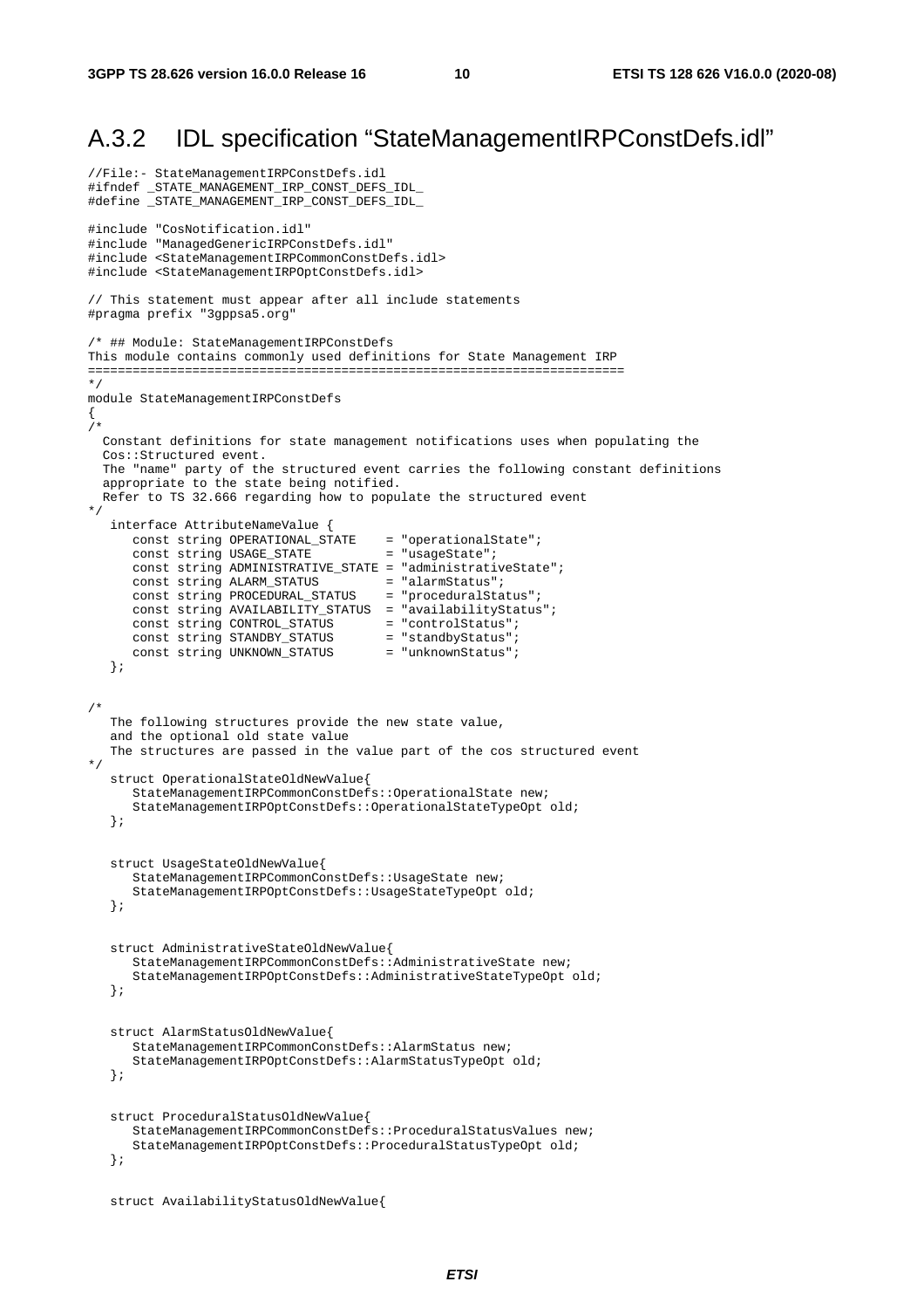# A.3.2 IDL specification "StateManagementIRPConstDefs.idl"

```
//File:- StateManagementIRPConstDefs.idl
#ifndef _STATE_MANAGEMENT_IRP_CONST_DEFS_IDL_
#define _STATE_MANAGEMENT_IRP_CONST_DEFS_IDL_

#include "CosNotification.idl"
#include "ManagedGenericIRPConstDefs.idl"
#include <StateManagementIRPCommonConstDefs.idl>
#include <StateManagementIRPOptConstDefs.idl>

// This statement must appear after all include statements
#pragma prefix "3gppsa5.org"

/* ## Module: StateManagementIRPConstDefs
This module contains commonly used definitions for State Management IRP
=======================================================================
*/
module StateManagementIRPConstDefs
{
/*
  Constant definitions for state management notifications uses when populating the
  Cos::Structured event.
  The "name" party of the structured event carries the following constant definitions
  appropriate to the state being notified.
  Refer to TS 32.666 regarding how to populate the structured event
*/
   interface AttributeNameValue {
      const string OPERATIONAL_STATE    = "operationalState";
      const string USAGE_STATE          = "usageState";
      const string ADMINISTRATIVE_STATE = "administrativeState";
      const string ALARM_STATUS         = "alarmStatus";
      const string PROCEDURAL_STATUS    = "proceduralStatus";
      const string AVAILABILITY_STATUS  = "availabilityStatus";
      const string CONTROL_STATUS       = "controlStatus";
      const string STANDBY_STATUS       = "standbyStatus";
      const string UNKNOWN_STATUS       = "unknownStatus";
   };


/*
   The following structures provide the new state value,
   and the optional old state value
   The structures are passed in the value part of the cos structured event
*/
   struct OperationalStateOldNewValue{
      StateManagementIRPCommonConstDefs::OperationalState new;
      StateManagementIRPOptConstDefs::OperationalStateTypeOpt old;
   };


   struct UsageStateOldNewValue{
      StateManagementIRPCommonConstDefs::UsageState new;
      StateManagementIRPOptConstDefs::UsageStateTypeOpt old;
   };


   struct AdministrativeStateOldNewValue{
      StateManagementIRPCommonConstDefs::AdministrativeState new;
      StateManagementIRPOptConstDefs::AdministrativeStateTypeOpt old;
   };


   struct AlarmStatusOldNewValue{
      StateManagementIRPCommonConstDefs::AlarmStatus new;
      StateManagementIRPOptConstDefs::AlarmStatusTypeOpt old;
   };


   struct ProceduralStatusOldNewValue{
      StateManagementIRPCommonConstDefs::ProceduralStatusValues new;
      StateManagementIRPOptConstDefs::ProceduralStatusTypeOpt old;
   };


   struct AvailabilityStatusOldNewValue{
```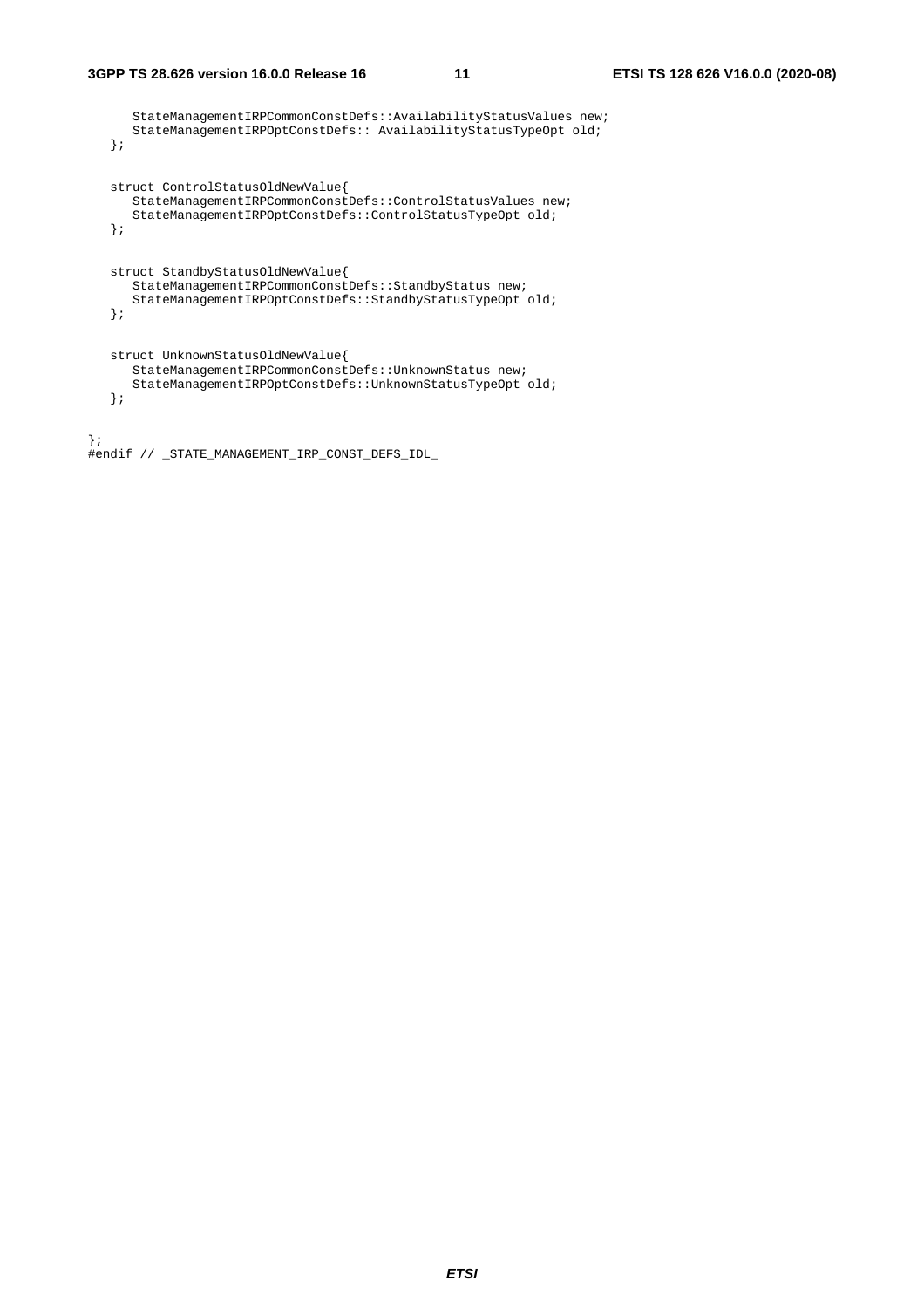```
      StateManagementIRPCommonConstDefs::AvailabilityStatusValues new;
      StateManagementIRPOptConstDefs:: AvailabilityStatusTypeOpt old;
   };


   struct ControlStatusOldNewValue{
      StateManagementIRPCommonConstDefs::ControlStatusValues new;
      StateManagementIRPOptConstDefs::ControlStatusTypeOpt old;
   };


   struct StandbyStatusOldNewValue{
      StateManagementIRPCommonConstDefs::StandbyStatus new;
      StateManagementIRPOptConstDefs::StandbyStatusTypeOpt old;
   };


   struct UnknownStatusOldNewValue{
      StateManagementIRPCommonConstDefs::UnknownStatus new;
      StateManagementIRPOptConstDefs::UnknownStatusTypeOpt old;
   };


};
#endif // _STATE_MANAGEMENT_IRP_CONST_DEFS_IDL_
```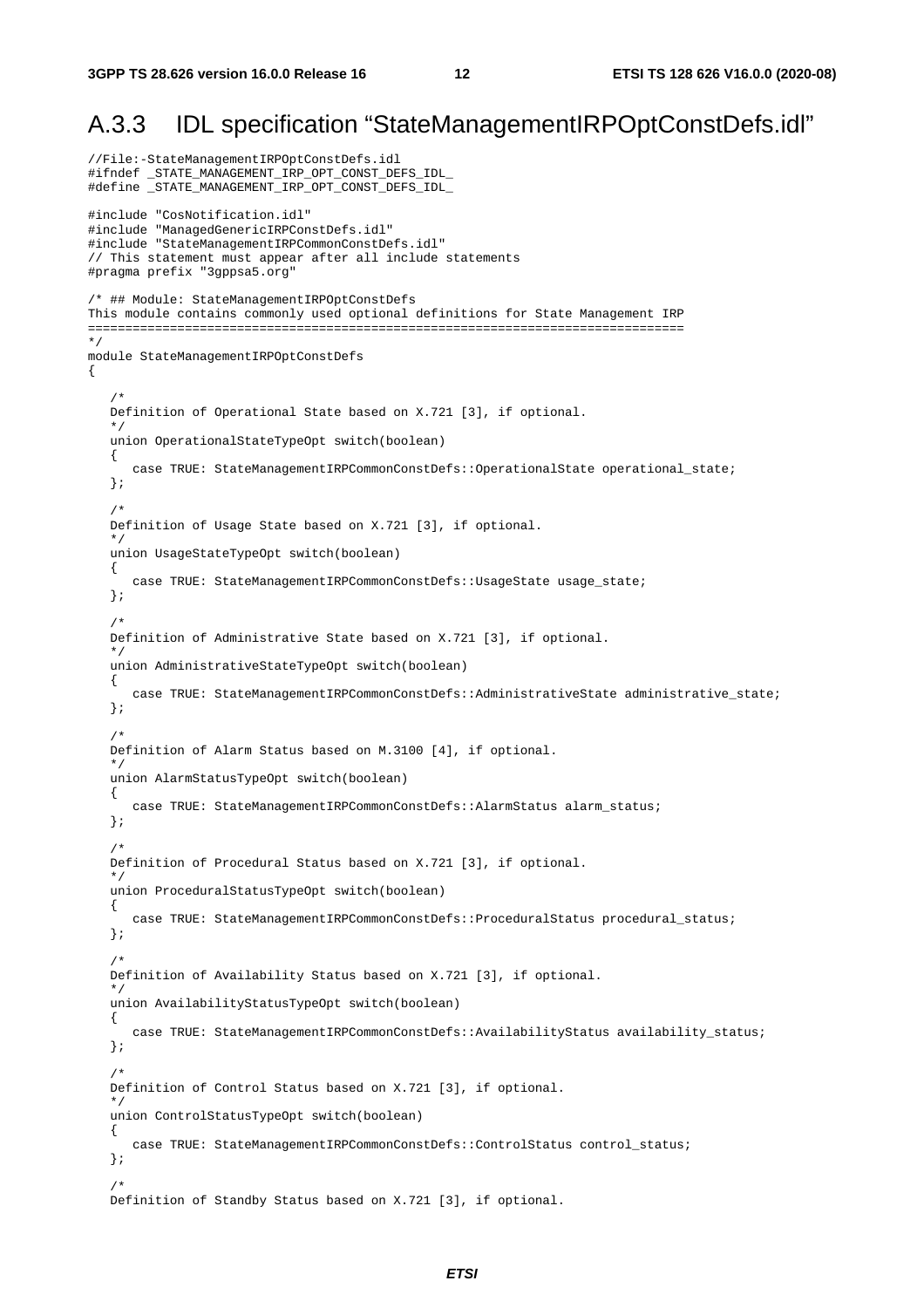## A.3.3 IDL specification “StateManagementIRPOptConstDefs.idl”

```
//File:-StateManagementIRPOptConstDefs.idl
#ifndef _STATE_MANAGEMENT_IRP_OPT_CONST_DEFS_IDL_
#define _STATE_MANAGEMENT_IRP_OPT_CONST_DEFS_IDL_

#include "CosNotification.idl"
#include "ManagedGenericIRPConstDefs.idl"
#include "StateManagementIRPCommonConstDefs.idl"
// This statement must appear after all include statements
#pragma prefix "3gppsa5.org"

/* ## Module: StateManagementIRPOptConstDefs
This module contains commonly used optional definitions for State Management IRP
================================================================================
*/
module StateManagementIRPOptConstDefs
{

   /*
   Definition of Operational State based on X.721 [3], if optional.
   */
   union OperationalStateTypeOpt switch(boolean)
   {
      case TRUE: StateManagementIRPCommonConstDefs::OperationalState operational_state;
   };

   /*
   Definition of Usage State based on X.721 [3], if optional.
   */
   union UsageStateTypeOpt switch(boolean)
   {
      case TRUE: StateManagementIRPCommonConstDefs::UsageState usage_state;
   };

   /*
   Definition of Administrative State based on X.721 [3], if optional.
   */
   union AdministrativeStateTypeOpt switch(boolean)
   {
      case TRUE: StateManagementIRPCommonConstDefs::AdministrativeState administrative_state;
   };

   /*
   Definition of Alarm Status based on M.3100 [4], if optional.
   */
   union AlarmStatusTypeOpt switch(boolean)
   {
      case TRUE: StateManagementIRPCommonConstDefs::AlarmStatus alarm_status;
   };

   /*
   Definition of Procedural Status based on X.721 [3], if optional.
   */
   union ProceduralStatusTypeOpt switch(boolean)
   {
      case TRUE: StateManagementIRPCommonConstDefs::ProceduralStatus procedural_status;
   };

   /*
   Definition of Availability Status based on X.721 [3], if optional.
   */
   union AvailabilityStatusTypeOpt switch(boolean)
   {
      case TRUE: StateManagementIRPCommonConstDefs::AvailabilityStatus availability_status;
   };

   /*
   Definition of Control Status based on X.721 [3], if optional.
   */
   union ControlStatusTypeOpt switch(boolean)
   {
      case TRUE: StateManagementIRPCommonConstDefs::ControlStatus control_status;
   };

   /*
   Definition of Standby Status based on X.721 [3], if optional.
```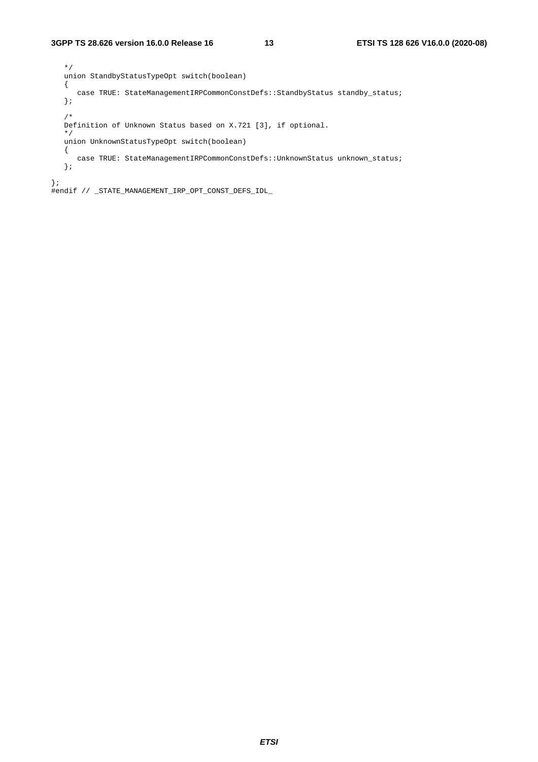```
   */
   union StandbyStatusTypeOpt switch(boolean)
   {
      case TRUE: StateManagementIRPCommonConstDefs::StandbyStatus standby_status;
   };

   /*
   Definition of Unknown Status based on X.721 [3], if optional.
   */
   union UnknownStatusTypeOpt switch(boolean)
   {
      case TRUE: StateManagementIRPCommonConstDefs::UnknownStatus unknown_status;
   };

};
#endif // _STATE_MANAGEMENT_IRP_OPT_CONST_DEFS_IDL_
```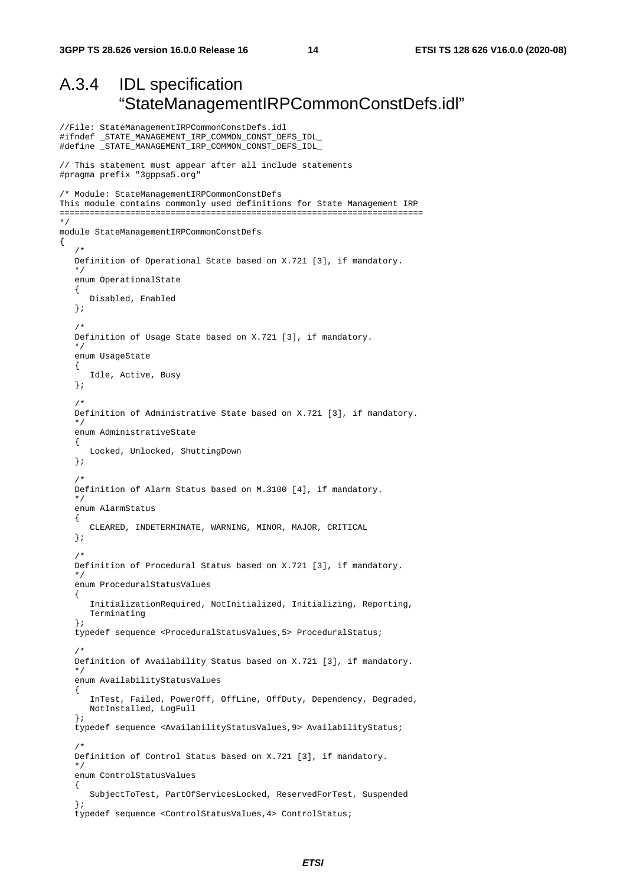## A.3.4 IDL specification "StateManagementIRPCommonConstDefs.idl"

```
//File: StateManagementIRPCommonConstDefs.idl
#ifndef _STATE_MANAGEMENT_IRP_COMMON_CONST_DEFS_IDL_
#define _STATE_MANAGEMENT_IRP_COMMON_CONST_DEFS_IDL_

// This statement must appear after all include statements
#pragma prefix "3gppsa5.org"

/* Module: StateManagementIRPCommonConstDefs
This module contains commonly used definitions for State Management IRP
=======================================================================
*/
module StateManagementIRPCommonConstDefs
{
   /*
   Definition of Operational State based on X.721 [3], if mandatory.
   */
   enum OperationalState
   {
      Disabled, Enabled
   };

   /*
   Definition of Usage State based on X.721 [3], if mandatory.
   */
   enum UsageState
   {
      Idle, Active, Busy
   };

   /*
   Definition of Administrative State based on X.721 [3], if mandatory.
   */
   enum AdministrativeState
   {
      Locked, Unlocked, ShuttingDown
   };

   /*
   Definition of Alarm Status based on M.3100 [4], if mandatory.
   */
   enum AlarmStatus
   {
      CLEARED, INDETERMINATE, WARNING, MINOR, MAJOR, CRITICAL
   };

   /*
   Definition of Procedural Status based on X.721 [3], if mandatory.
   */
   enum ProceduralStatusValues
   {
      InitializationRequired, NotInitialized, Initializing, Reporting,
      Terminating
   };
   typedef sequence <ProceduralStatusValues,5> ProceduralStatus;

   /*
   Definition of Availability Status based on X.721 [3], if mandatory.
   */
   enum AvailabilityStatusValues
   {
      InTest, Failed, PowerOff, OffLine, OffDuty, Dependency, Degraded,
      NotInstalled, LogFull
   };
   typedef sequence <AvailabilityStatusValues,9> AvailabilityStatus;

   /*
   Definition of Control Status based on X.721 [3], if mandatory.
   */
   enum ControlStatusValues
   {
      SubjectToTest, PartOfServicesLocked, ReservedForTest, Suspended
   };
   typedef sequence <ControlStatusValues,4> ControlStatus;
```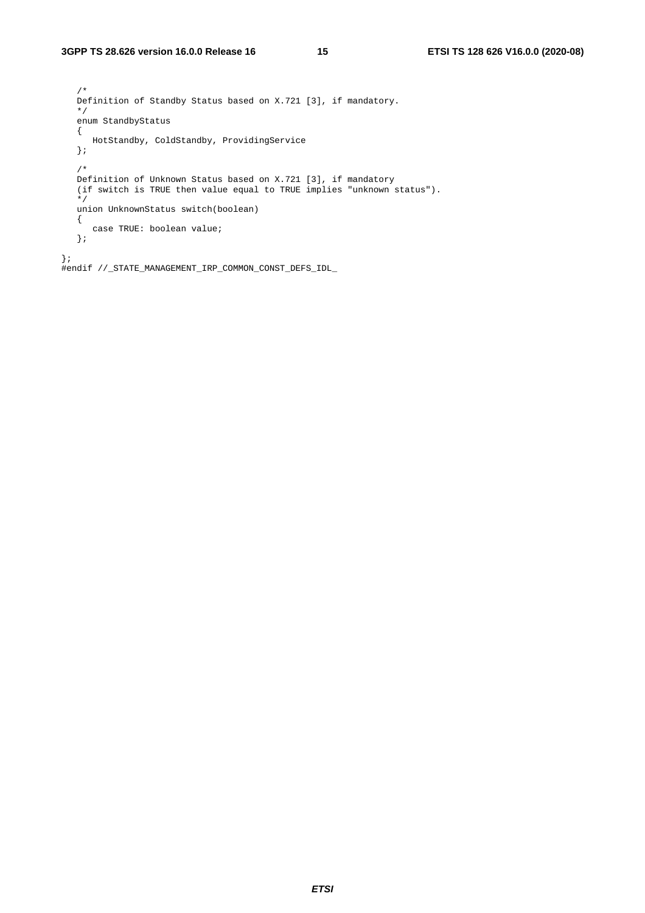```
   /*
   Definition of Standby Status based on X.721 [3], if mandatory.
   */
   enum StandbyStatus
   {
      HotStandby, ColdStandby, ProvidingService
   };

   /*
   Definition of Unknown Status based on X.721 [3], if mandatory
   (if switch is TRUE then value equal to TRUE implies "unknown status").
   */
   union UnknownStatus switch(boolean)
   {
      case TRUE: boolean value;
   };

};
#endif //_STATE_MANAGEMENT_IRP_COMMON_CONST_DEFS_IDL_
```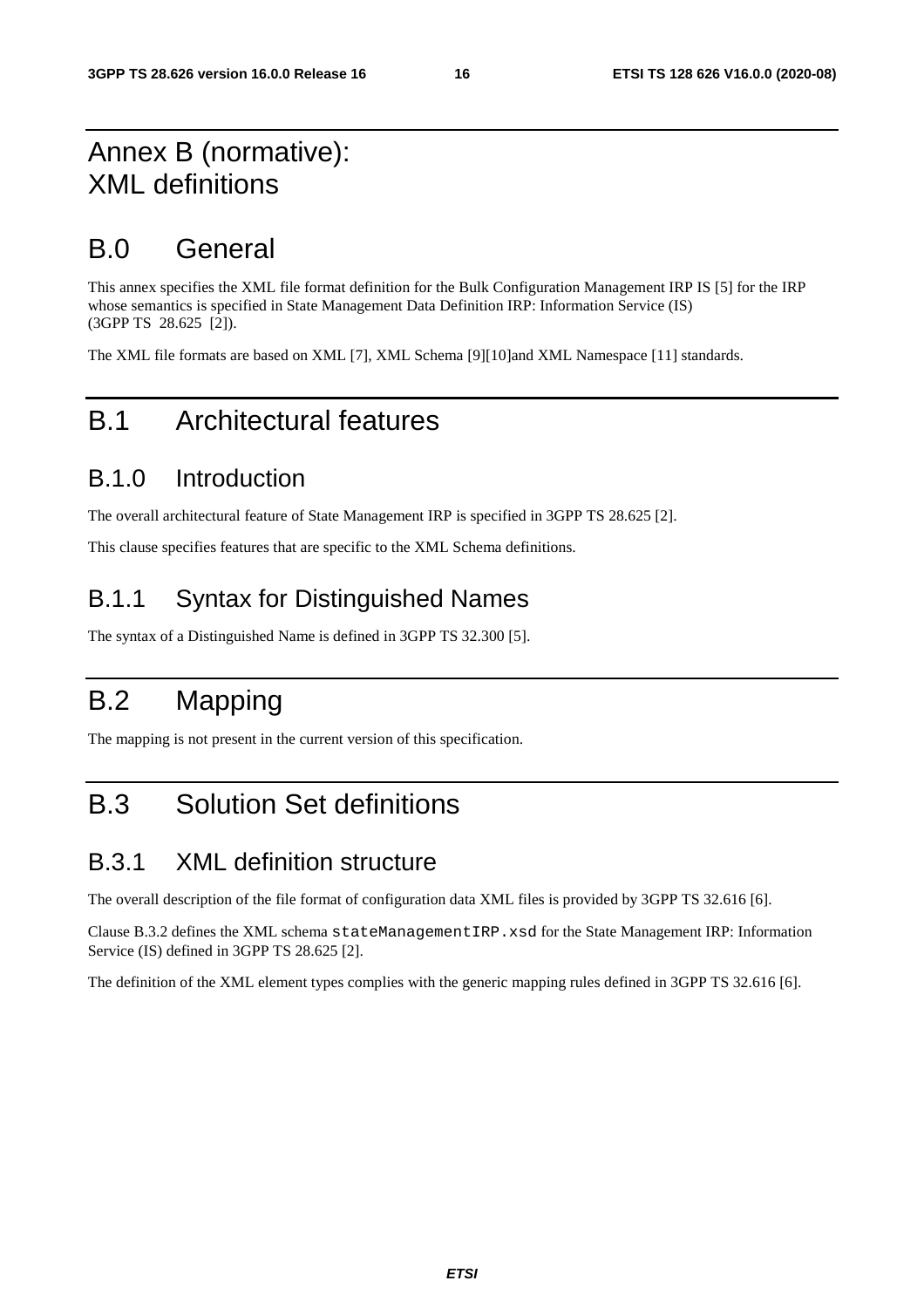# Annex B (normative): XML definitions

# B.0 General

This annex specifies the XML file format definition for the Bulk Configuration Management IRP IS [5] for the IRP whose semantics is specified in State Management Data Definition IRP: Information Service (IS) (3GPP TS 28.625 [2]).

The XML file formats are based on XML [7], XML Schema [9][10]and XML Namespace [11] standards.

# B.1 Architectural features

## B.1.0 Introduction

The overall architectural feature of State Management IRP is specified in 3GPP TS 28.625 [2].

This clause specifies features that are specific to the XML Schema definitions.

## B.1.1 Syntax for Distinguished Names

The syntax of a Distinguished Name is defined in 3GPP TS 32.300 [5].

# B.2 Mapping

The mapping is not present in the current version of this specification.

# B.3 Solution Set definitions

## B.3.1 XML definition structure

The overall description of the file format of configuration data XML files is provided by 3GPP TS 32.616 [6].

Clause B.3.2 defines the XML schema `stateManagementIRP.xsd` for the State Management IRP: Information Service (IS) defined in 3GPP TS 28.625 [2].

The definition of the XML element types complies with the generic mapping rules defined in 3GPP TS 32.616 [6].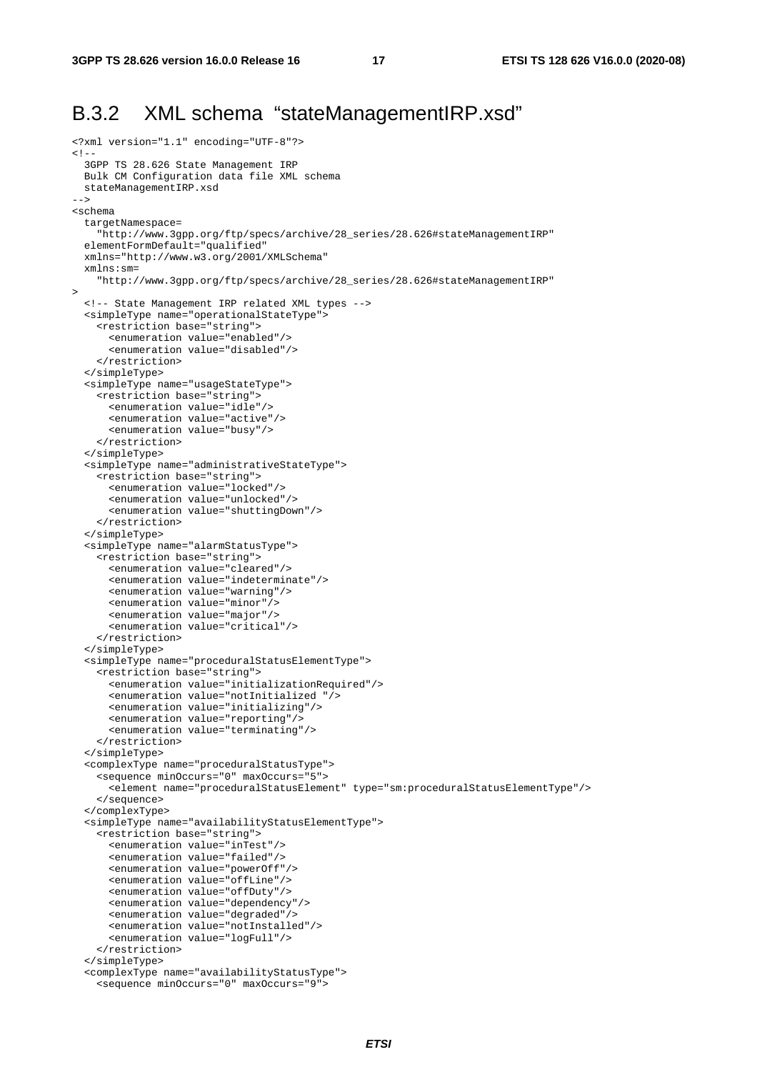## B.3.2 XML schema "stateManagementIRP.xsd"

```
<?xml version="1.1" encoding="UTF-8"?>
<!--
  3GPP TS 28.626 State Management IRP
  Bulk CM Configuration data file XML schema
  stateManagementIRP.xsd
-->
<schema
  targetNamespace=
    "http://www.3gpp.org/ftp/specs/archive/28_series/28.626#stateManagementIRP"
  elementFormDefault="qualified"
  xmlns="http://www.w3.org/2001/XMLSchema"
  xmlns:sm=
    "http://www.3gpp.org/ftp/specs/archive/28_series/28.626#stateManagementIRP"
>
  <!-- State Management IRP related XML types -->
  <simpleType name="operationalStateType">
    <restriction base="string">
      <enumeration value="enabled"/>
      <enumeration value="disabled"/>
    </restriction>
  </simpleType>
  <simpleType name="usageStateType">
    <restriction base="string">
      <enumeration value="idle"/>
      <enumeration value="active"/>
      <enumeration value="busy"/>
    </restriction>
  </simpleType>
  <simpleType name="administrativeStateType">
    <restriction base="string">
      <enumeration value="locked"/>
      <enumeration value="unlocked"/>
      <enumeration value="shuttingDown"/>
    </restriction>
  </simpleType>
  <simpleType name="alarmStatusType">
    <restriction base="string">
      <enumeration value="cleared"/>
      <enumeration value="indeterminate"/>
      <enumeration value="warning"/>
      <enumeration value="minor"/>
      <enumeration value="major"/>
      <enumeration value="critical"/>
    </restriction>
  </simpleType>
  <simpleType name="proceduralStatusElementType">
    <restriction base="string">
      <enumeration value="initializationRequired"/>
      <enumeration value="notInitialized "/>
      <enumeration value="initializing"/>
      <enumeration value="reporting"/>
      <enumeration value="terminating"/>
    </restriction>
  </simpleType>
  <complexType name="proceduralStatusType">
    <sequence minOccurs="0" maxOccurs="5">
      <element name="proceduralStatusElement" type="sm:proceduralStatusElementType"/>
    </sequence>
  </complexType>
  <simpleType name="availabilityStatusElementType">
    <restriction base="string">
      <enumeration value="inTest"/>
      <enumeration value="failed"/>
      <enumeration value="powerOff"/>
      <enumeration value="offLine"/>
      <enumeration value="offDuty"/>
      <enumeration value="dependency"/>
      <enumeration value="degraded"/>
      <enumeration value="notInstalled"/>
      <enumeration value="logFull"/>
    </restriction>
  </simpleType>
  <complexType name="availabilityStatusType">
    <sequence minOccurs="0" maxOccurs="9">
```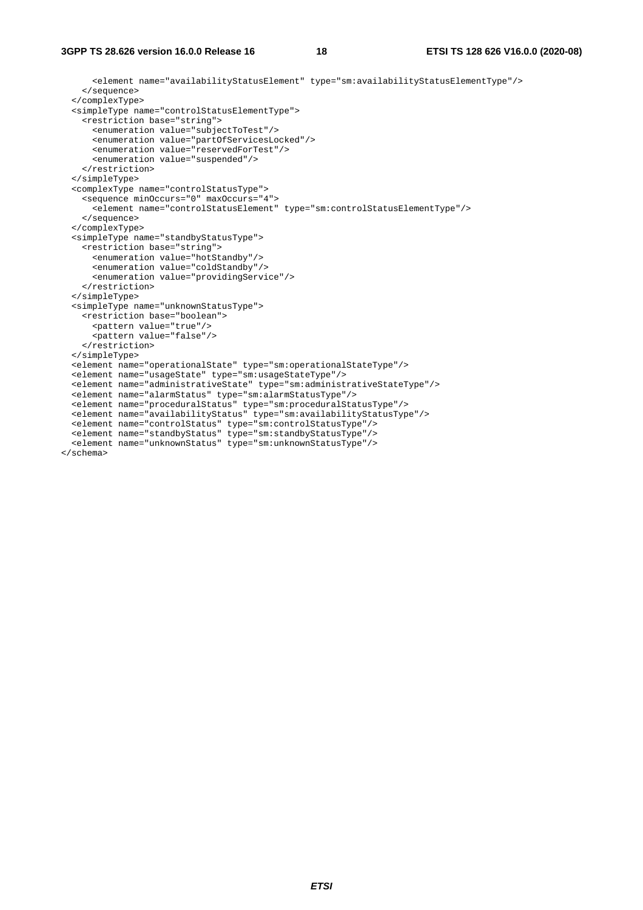```
      <element name="availabilityStatusElement" type="sm:availabilityStatusElementType"/>
    </sequence>
  </complexType>
  <simpleType name="controlStatusElementType">
    <restriction base="string">
      <enumeration value="subjectToTest"/>
      <enumeration value="partOfServicesLocked"/>
      <enumeration value="reservedForTest"/>
      <enumeration value="suspended"/>
    </restriction>
  </simpleType>
  <complexType name="controlStatusType">
    <sequence minOccurs="0" maxOccurs="4">
      <element name="controlStatusElement" type="sm:controlStatusElementType"/>
    </sequence>
  </complexType>
  <simpleType name="standbyStatusType">
    <restriction base="string">
      <enumeration value="hotStandby"/>
      <enumeration value="coldStandby"/>
      <enumeration value="providingService"/>
    </restriction>
  </simpleType>
  <simpleType name="unknownStatusType">
    <restriction base="boolean">
      <pattern value="true"/>
      <pattern value="false"/>
    </restriction>
  </simpleType>
  <element name="operationalState" type="sm:operationalStateType"/>
  <element name="usageState" type="sm:usageStateType"/>
  <element name="administrativeState" type="sm:administrativeStateType"/>
  <element name="alarmStatus" type="sm:alarmStatusType"/>
  <element name="proceduralStatus" type="sm:proceduralStatusType"/>
  <element name="availabilityStatus" type="sm:availabilityStatusType"/>
  <element name="controlStatus" type="sm:controlStatusType"/>
  <element name="standbyStatus" type="sm:standbyStatusType"/>
  <element name="unknownStatus" type="sm:unknownStatusType"/>
</schema>
```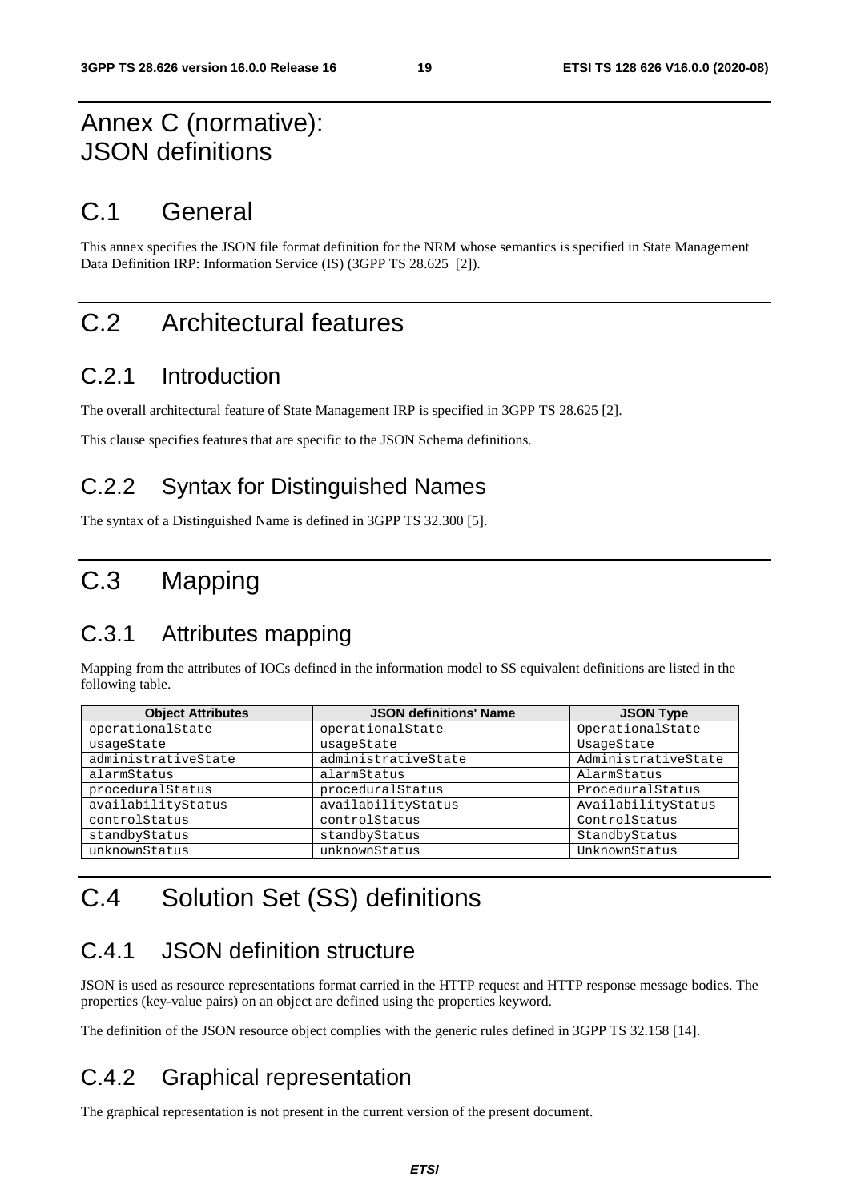# Annex C (normative): JSON definitions

# C.1 General

This annex specifies the JSON file format definition for the NRM whose semantics is specified in State Management Data Definition IRP: Information Service (IS) (3GPP TS 28.625 [2]).

# C.2 Architectural features

## C.2.1 Introduction

The overall architectural feature of State Management IRP is specified in 3GPP TS 28.625 [2].

This clause specifies features that are specific to the JSON Schema definitions.

## C.2.2 Syntax for Distinguished Names

The syntax of a Distinguished Name is defined in 3GPP TS 32.300 [5].

# C.3 Mapping

## C.3.1 Attributes mapping

Mapping from the attributes of IOCs defined in the information model to SS equivalent definitions are listed in the following table.

| Object Attributes | JSON definitions' Name | JSON Type |
|---|---|---|
| operationalState | operationalState | OperationalState |
| usageState | usageState | UsageState |
| administrativeState | administrativeState | AdministrativeState |
| alarmStatus | alarmStatus | AlarmStatus |
| proceduralStatus | proceduralStatus | ProceduralStatus |
| availabilityStatus | availabilityStatus | AvailabilityStatus |
| controlStatus | controlStatus | ControlStatus |
| standbyStatus | standbyStatus | StandbyStatus |
| unknownStatus | unknownStatus | UnknownStatus |

# C.4 Solution Set (SS) definitions

## C.4.1 JSON definition structure

JSON is used as resource representations format carried in the HTTP request and HTTP response message bodies. The properties (key-value pairs) on an object are defined using the properties keyword.

The definition of the JSON resource object complies with the generic rules defined in 3GPP TS 32.158 [14].

## C.4.2 Graphical representation

The graphical representation is not present in the current version of the present document.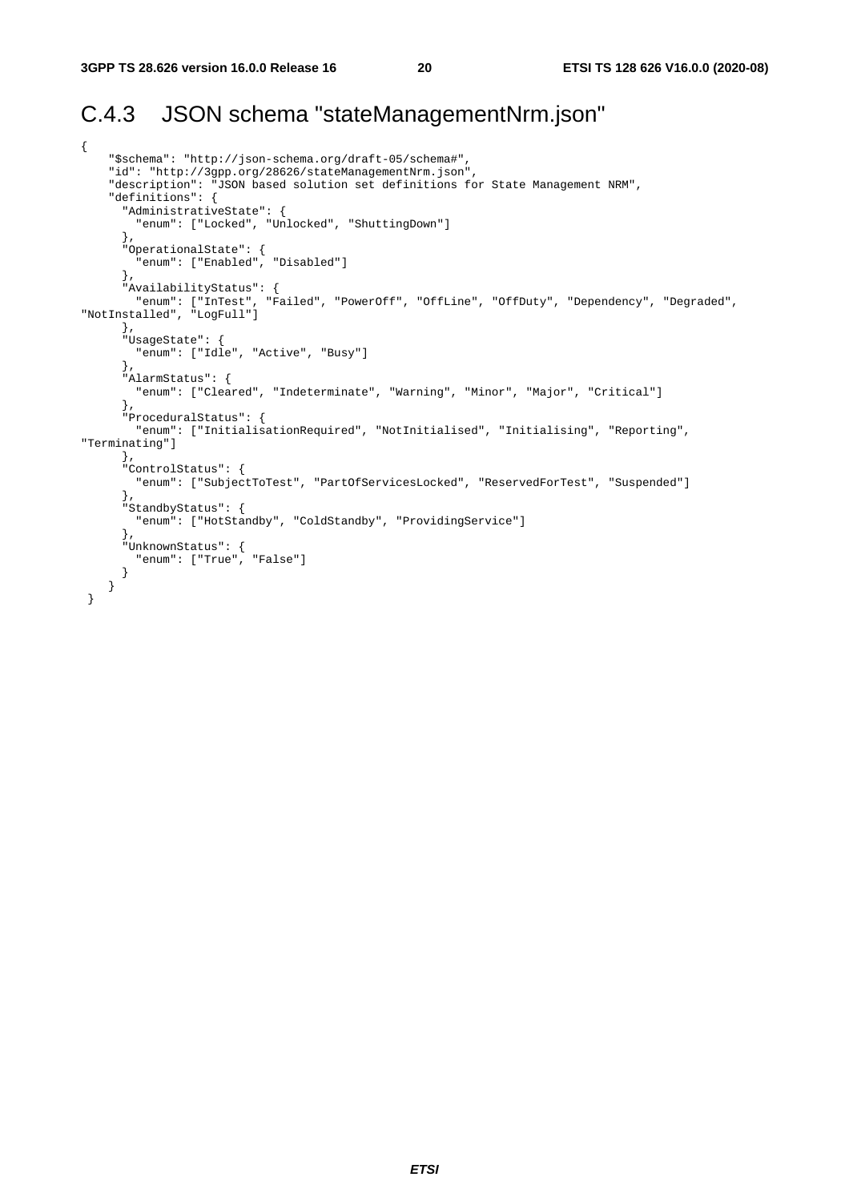## C.4.3 JSON schema "stateManagementNrm.json"

```
{
    "$schema": "http://json-schema.org/draft-05/schema#",
    "id": "http://3gpp.org/28626/stateManagementNrm.json",
    "description": "JSON based solution set definitions for State Management NRM",
    "definitions": {
      "AdministrativeState": {
        "enum": ["Locked", "Unlocked", "ShuttingDown"]
      },
      "OperationalState": {
        "enum": ["Enabled", "Disabled"]
      },
      "AvailabilityStatus": {
        "enum": ["InTest", "Failed", "PowerOff", "OffLine", "OffDuty", "Dependency", "Degraded",
"NotInstalled", "LogFull"]
      },
      "UsageState": {
        "enum": ["Idle", "Active", "Busy"]
      },
      "AlarmStatus": {
        "enum": ["Cleared", "Indeterminate", "Warning", "Minor", "Major", "Critical"]
      },
      "ProceduralStatus": {
        "enum": ["InitialisationRequired", "NotInitialised", "Initialising", "Reporting",
"Terminating"]
      },
      "ControlStatus": {
        "enum": ["SubjectToTest", "PartOfServicesLocked", "ReservedForTest", "Suspended"]
      },
      "StandbyStatus": {
        "enum": ["HotStandby", "ColdStandby", "ProvidingService"]
      },
      "UnknownStatus": {
        "enum": ["True", "False"]
      }
    }
 }
```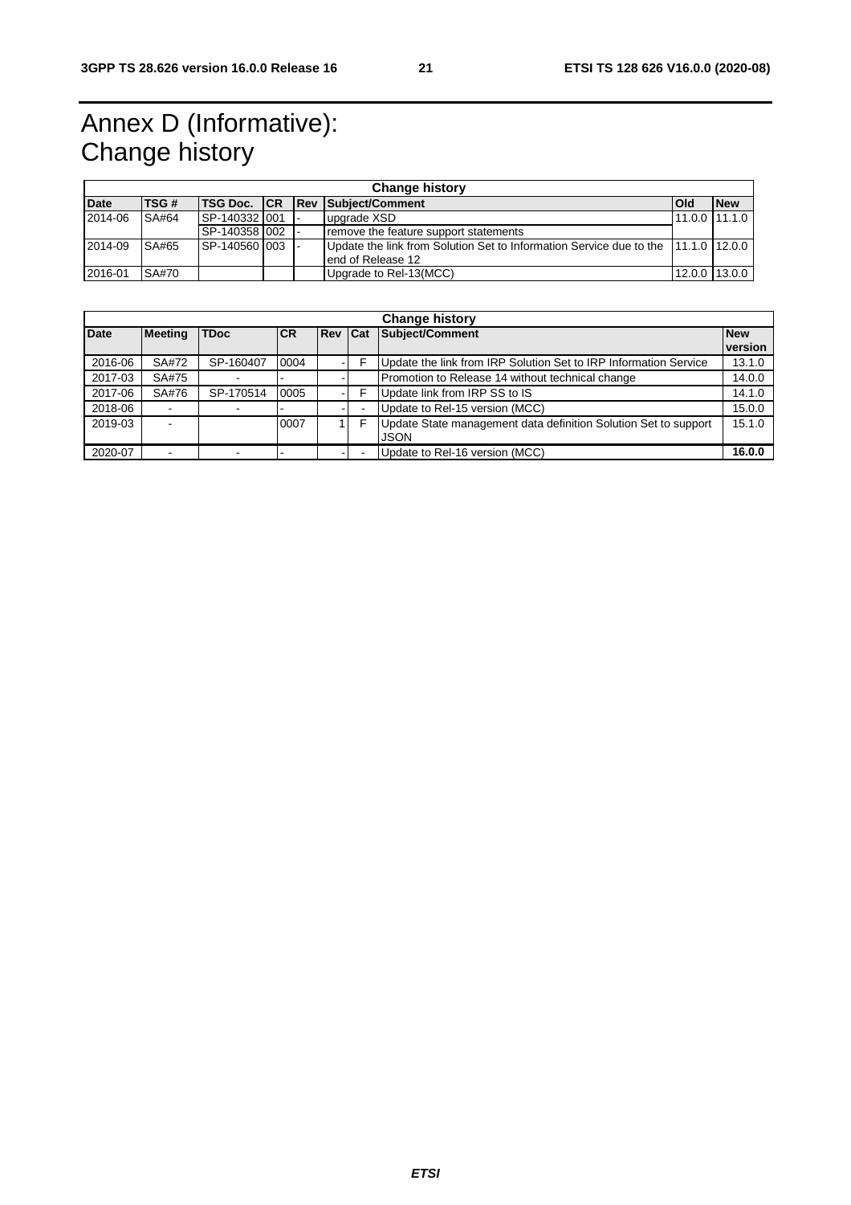# Annex D (Informative): Change history

| Change history | | | | | | | |
|---|---|---|---|---|---|---|---|
| **Date** | **TSG #** | **TSG Doc.** | **CR** | **Rev** | **Subject/Comment** | **Old** | **New** |
| 2014-06 | SA#64 | SP-140332 | 001 | - | upgrade XSD | 11.0.0 | 11.1.0 |
| | | SP-140358 | 002 | - | remove the feature support statements | | |
| 2014-09 | SA#65 | SP-140560 | 003 | - | Update the link from Solution Set to Information Service due to the end of Release 12 | 11.1.0 | 12.0.0 |
| 2016-01 | SA#70 | | | | Upgrade to Rel-13(MCC) | 12.0.0 | 13.0.0 |

| Change history | | | | | | | |
|---|---|---|---|---|---|---|---|
| **Date** | **Meeting** | **TDoc** | **CR** | **Rev** | **Cat** | **Subject/Comment** | **New version** |
| 2016-06 | SA#72 | SP-160407 | 0004 | - | F | Update the link from IRP Solution Set to IRP Information Service | 13.1.0 |
| 2017-03 | SA#75 | - | - | - | | Promotion to Release 14 without technical change | 14.0.0 |
| 2017-06 | SA#76 | SP-170514 | 0005 | - | F | Update link from IRP SS to IS | 14.1.0 |
| 2018-06 | - | - | - | - | - | Update to Rel-15 version (MCC) | 15.0.0 |
| 2019-03 | - | | 0007 | 1 | F | Update State management data definition Solution Set to support JSON | 15.1.0 |
| 2020-07 | - | - | - | - | - | Update to Rel-16 version (MCC) | **16.0.0** |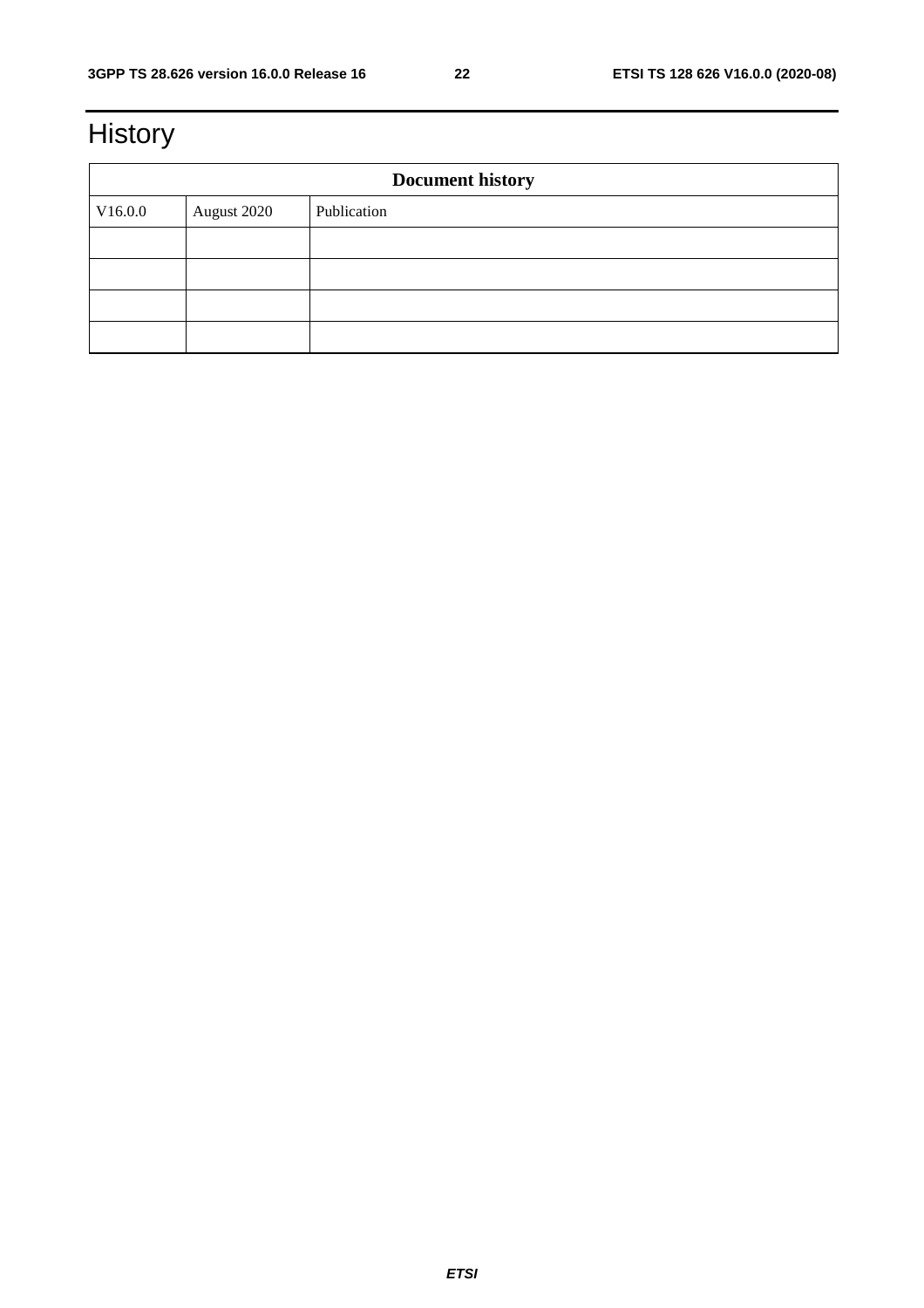# History

| Document history | | |
|---|---|---|
| V16.0.0 | August 2020 | Publication |
| | | |
| | | |
| | | |
| | | |